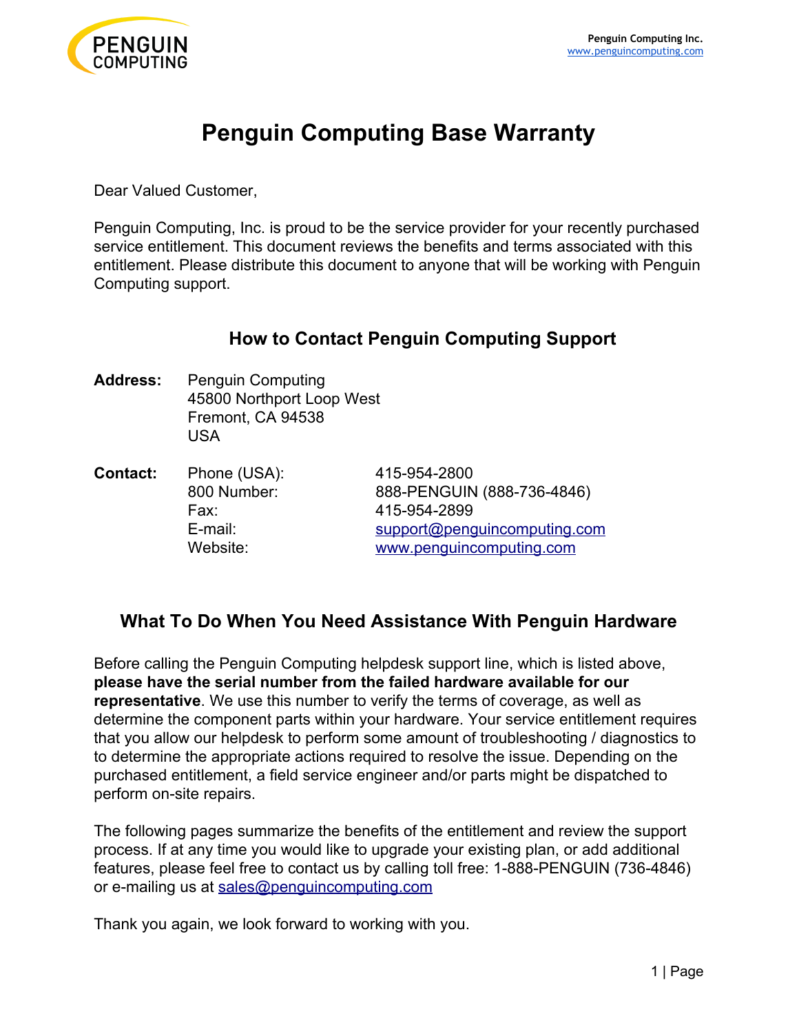# Penguin Computing Base Warranty

Dear Valued Customer,

Penguin Computing, Inc. is proud to be the service provider for your recently purchased service entitlement. This document reviews the benefits and terms associated with this entitlement. Please distribute this document to anyone that will be working with Penguin Computing support.

## How to Contact Penguin Computing Support

**Address:** Penguin Computing
45800 Northport Loop West
Fremont, CA 94538
USA

**Contact:**

| | |
|---|---|
| Phone (USA): | 415-954-2800 |
| 800 Number: | 888-PENGUIN (888-736-4846) |
| Fax: | 415-954-2899 |
| E-mail: | support@penguincomputing.com |
| Website: | www.penguincomputing.com |

## What To Do When You Need Assistance With Penguin Hardware

Before calling the Penguin Computing helpdesk support line, which is listed above, **please have the serial number from the failed hardware available for our representative**. We use this number to verify the terms of coverage, as well as determine the component parts within your hardware. Your service entitlement requires that you allow our helpdesk to perform some amount of troubleshooting / diagnostics to to determine the appropriate actions required to resolve the issue. Depending on the purchased entitlement, a field service engineer and/or parts might be dispatched to perform on-site repairs.

The following pages summarize the benefits of the entitlement and review the support process. If at any time you would like to upgrade your existing plan, or add additional features, please feel free to contact us by calling toll free: 1-888-PENGUIN (736-4846) or e-mailing us at sales@penguincomputing.com

Thank you again, we look forward to working with you.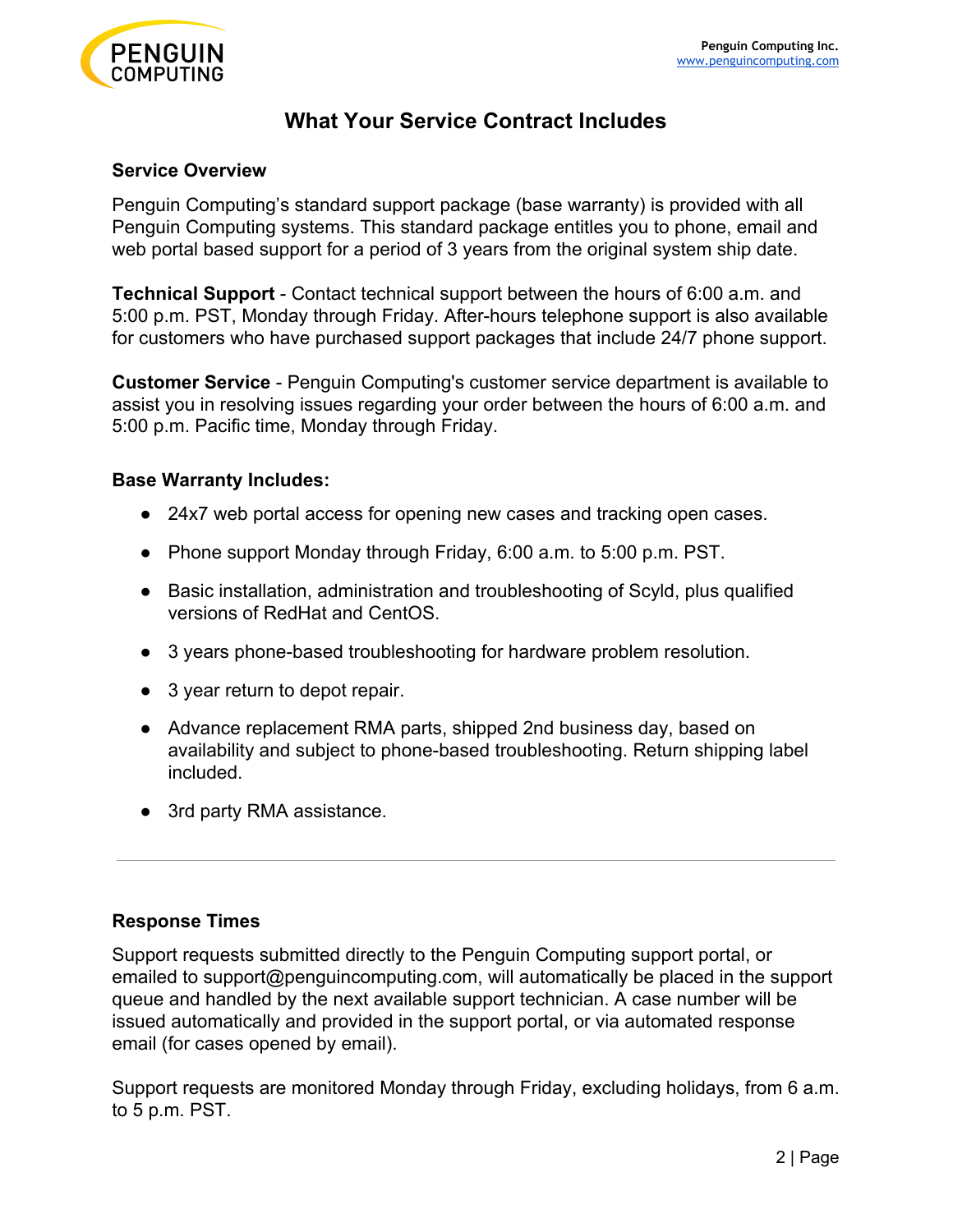# What Your Service Contract Includes

## Service Overview

Penguin Computing's standard support package (base warranty) is provided with all Penguin Computing systems. This standard package entitles you to phone, email and web portal based support for a period of 3 years from the original system ship date.

**Technical Support** - Contact technical support between the hours of 6:00 a.m. and 5:00 p.m. PST, Monday through Friday. After-hours telephone support is also available for customers who have purchased support packages that include 24/7 phone support.

**Customer Service** - Penguin Computing's customer service department is available to assist you in resolving issues regarding your order between the hours of 6:00 a.m. and 5:00 p.m. Pacific time, Monday through Friday.

## Base Warranty Includes:

- 24x7 web portal access for opening new cases and tracking open cases.
- Phone support Monday through Friday, 6:00 a.m. to 5:00 p.m. PST.
- Basic installation, administration and troubleshooting of Scyld, plus qualified versions of RedHat and CentOS.
- 3 years phone-based troubleshooting for hardware problem resolution.
- 3 year return to depot repair.
- Advance replacement RMA parts, shipped 2nd business day, based on availability and subject to phone-based troubleshooting. Return shipping label included.
- 3rd party RMA assistance.

---

## Response Times

Support requests submitted directly to the Penguin Computing support portal, or emailed to support@penguincomputing.com, will automatically be placed in the support queue and handled by the next available support technician. A case number will be issued automatically and provided in the support portal, or via automated response email (for cases opened by email).

Support requests are monitored Monday through Friday, excluding holidays, from 6 a.m. to 5 p.m. PST.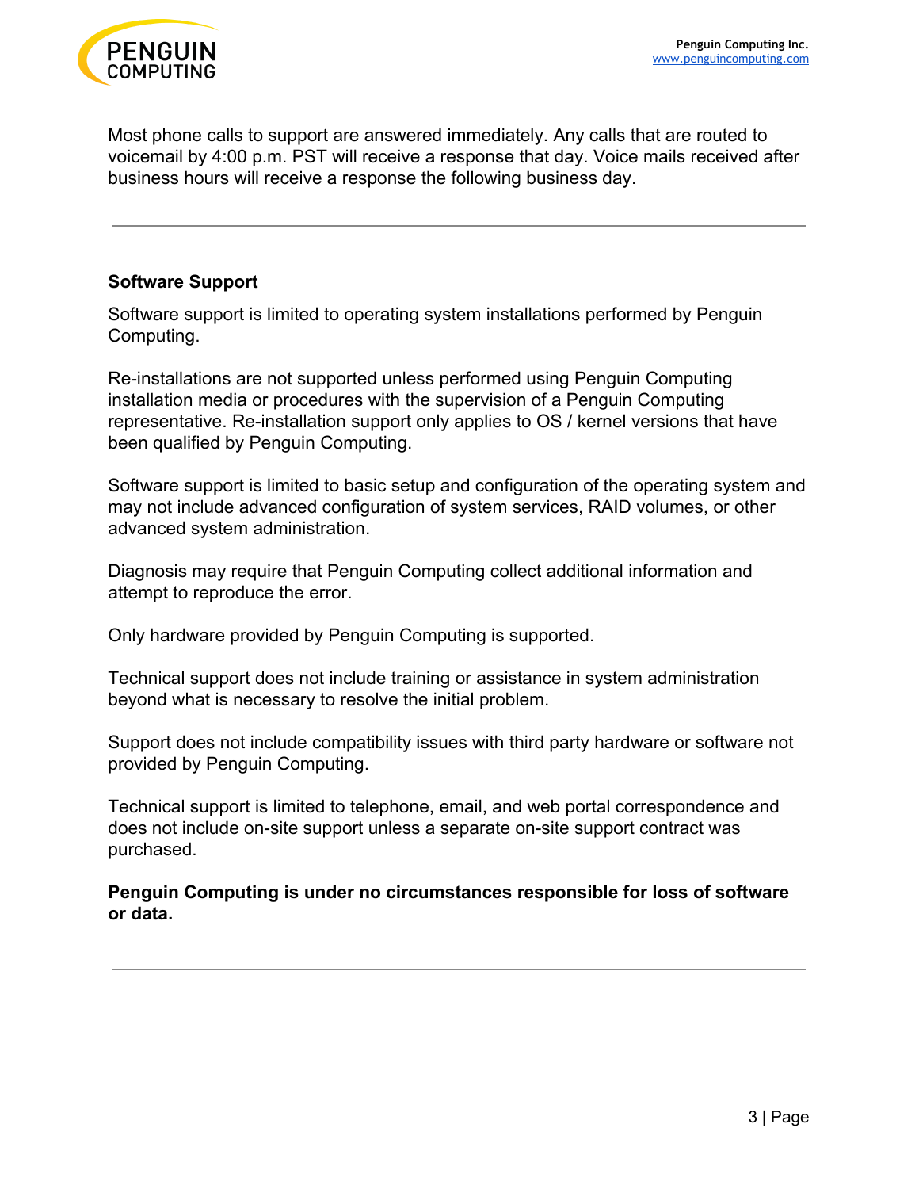Most phone calls to support are answered immediately. Any calls that are routed to voicemail by 4:00 p.m. PST will receive a response that day. Voice mails received after business hours will receive a response the following business day.

---

**Software Support**

Software support is limited to operating system installations performed by Penguin Computing.

Re-installations are not supported unless performed using Penguin Computing installation media or procedures with the supervision of a Penguin Computing representative. Re-installation support only applies to OS / kernel versions that have been qualified by Penguin Computing.

Software support is limited to basic setup and configuration of the operating system and may not include advanced configuration of system services, RAID volumes, or other advanced system administration.

Diagnosis may require that Penguin Computing collect additional information and attempt to reproduce the error.

Only hardware provided by Penguin Computing is supported.

Technical support does not include training or assistance in system administration beyond what is necessary to resolve the initial problem.

Support does not include compatibility issues with third party hardware or software not provided by Penguin Computing.

Technical support is limited to telephone, email, and web portal correspondence and does not include on-site support unless a separate on-site support contract was purchased.

**Penguin Computing is under no circumstances responsible for loss of software or data.**

---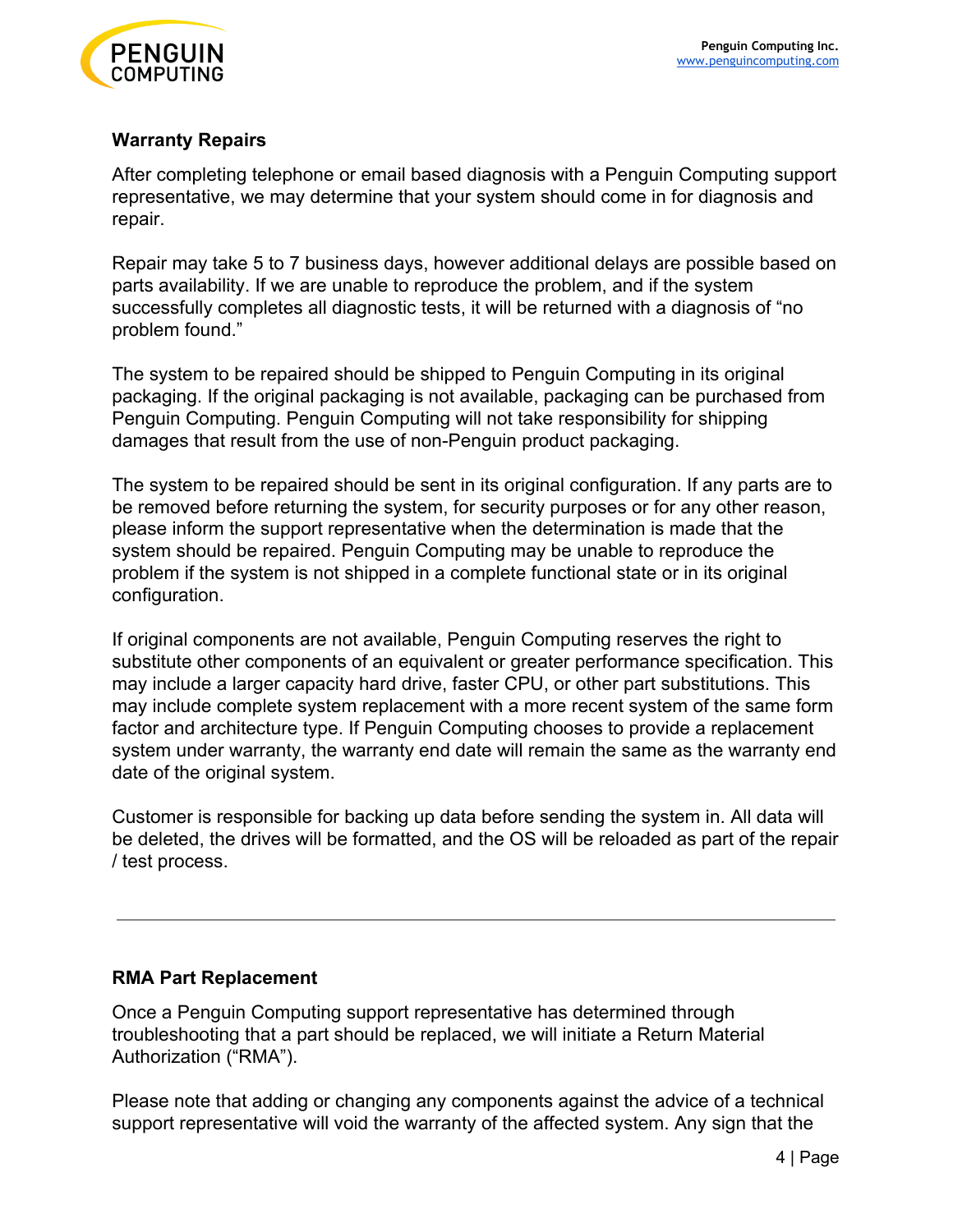## Warranty Repairs

After completing telephone or email based diagnosis with a Penguin Computing support representative, we may determine that your system should come in for diagnosis and repair.

Repair may take 5 to 7 business days, however additional delays are possible based on parts availability. If we are unable to reproduce the problem, and if the system successfully completes all diagnostic tests, it will be returned with a diagnosis of “no problem found.”

The system to be repaired should be shipped to Penguin Computing in its original packaging. If the original packaging is not available, packaging can be purchased from Penguin Computing. Penguin Computing will not take responsibility for shipping damages that result from the use of non-Penguin product packaging.

The system to be repaired should be sent in its original configuration. If any parts are to be removed before returning the system, for security purposes or for any other reason, please inform the support representative when the determination is made that the system should be repaired. Penguin Computing may be unable to reproduce the problem if the system is not shipped in a complete functional state or in its original configuration.

If original components are not available, Penguin Computing reserves the right to substitute other components of an equivalent or greater performance specification. This may include a larger capacity hard drive, faster CPU, or other part substitutions. This may include complete system replacement with a more recent system of the same form factor and architecture type. If Penguin Computing chooses to provide a replacement system under warranty, the warranty end date will remain the same as the warranty end date of the original system.

Customer is responsible for backing up data before sending the system in. All data will be deleted, the drives will be formatted, and the OS will be reloaded as part of the repair / test process.

---

## RMA Part Replacement

Once a Penguin Computing support representative has determined through troubleshooting that a part should be replaced, we will initiate a Return Material Authorization (“RMA”).

Please note that adding or changing any components against the advice of a technical support representative will void the warranty of the affected system. Any sign that the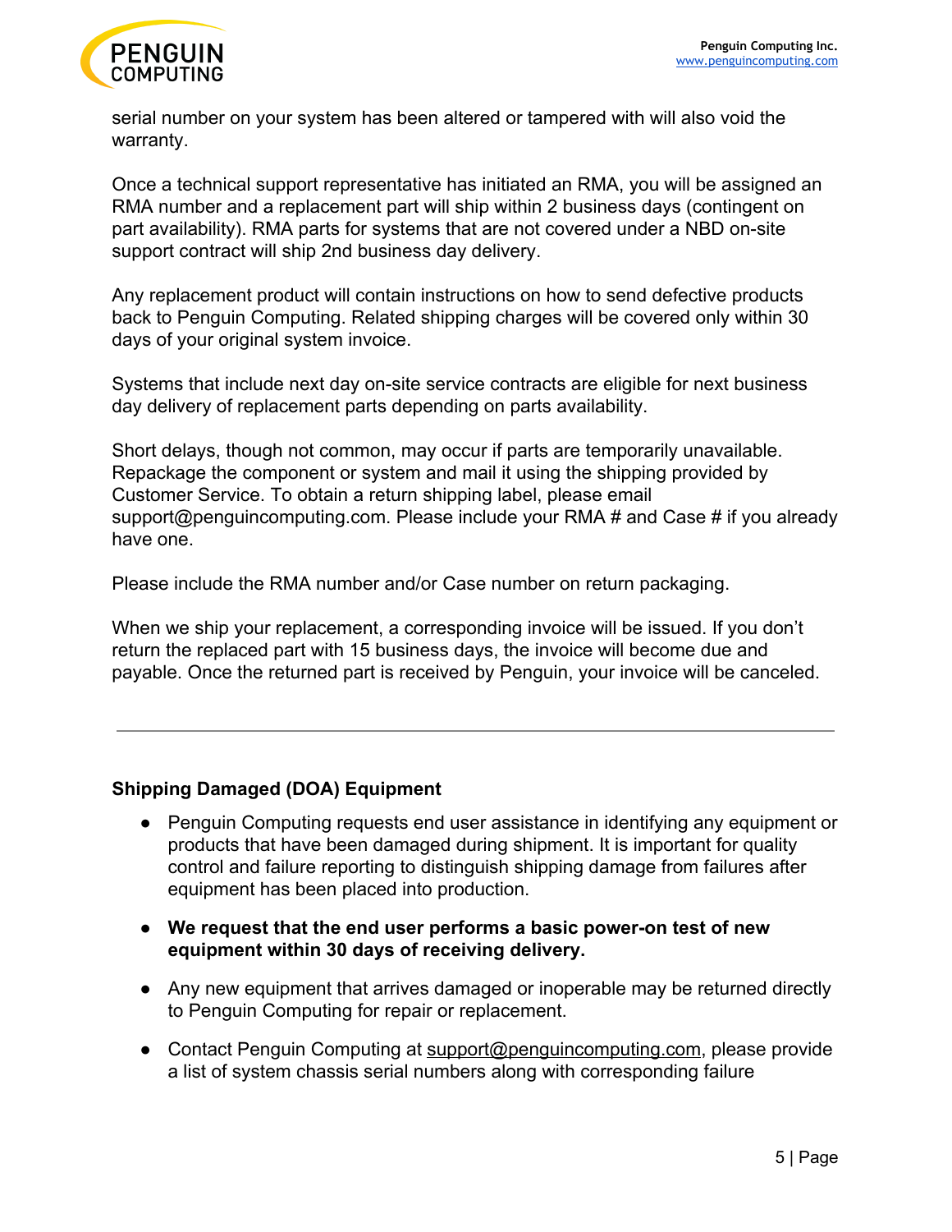serial number on your system has been altered or tampered with will also void the warranty.

Once a technical support representative has initiated an RMA, you will be assigned an RMA number and a replacement part will ship within 2 business days (contingent on part availability). RMA parts for systems that are not covered under a NBD on-site support contract will ship 2nd business day delivery.

Any replacement product will contain instructions on how to send defective products back to Penguin Computing. Related shipping charges will be covered only within 30 days of your original system invoice.

Systems that include next day on-site service contracts are eligible for next business day delivery of replacement parts depending on parts availability.

Short delays, though not common, may occur if parts are temporarily unavailable. Repackage the component or system and mail it using the shipping provided by Customer Service. To obtain a return shipping label, please email support@penguincomputing.com. Please include your RMA # and Case # if you already have one.

Please include the RMA number and/or Case number on return packaging.

When we ship your replacement, a corresponding invoice will be issued. If you don't return the replaced part with 15 business days, the invoice will become due and payable. Once the returned part is received by Penguin, your invoice will be canceled.

---

**Shipping Damaged (DOA) Equipment**

- Penguin Computing requests end user assistance in identifying any equipment or products that have been damaged during shipment. It is important for quality control and failure reporting to distinguish shipping damage from failures after equipment has been placed into production.
- **We request that the end user performs a basic power-on test of new equipment within 30 days of receiving delivery.**
- Any new equipment that arrives damaged or inoperable may be returned directly to Penguin Computing for repair or replacement.
- Contact Penguin Computing at support@penguincomputing.com, please provide a list of system chassis serial numbers along with corresponding failure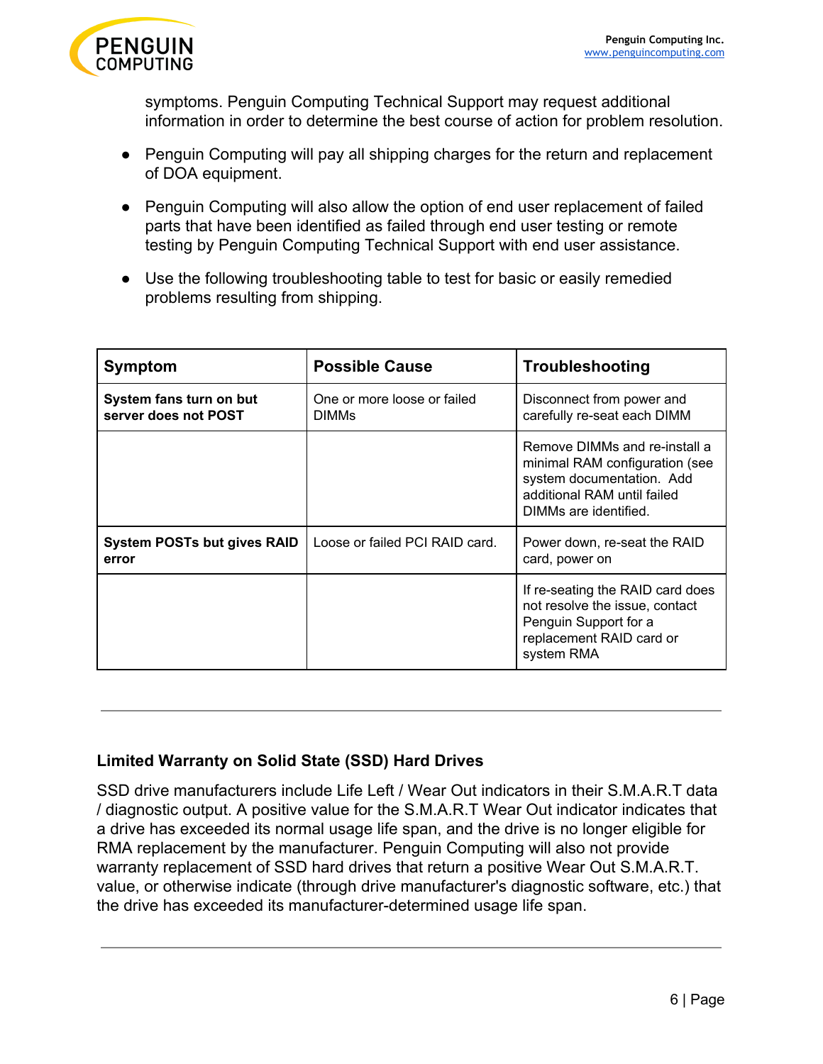symptoms. Penguin Computing Technical Support may request additional information in order to determine the best course of action for problem resolution.

- Penguin Computing will pay all shipping charges for the return and replacement of DOA equipment.
- Penguin Computing will also allow the option of end user replacement of failed parts that have been identified as failed through end user testing or remote testing by Penguin Computing Technical Support with end user assistance.
- Use the following troubleshooting table to test for basic or easily remedied problems resulting from shipping.

| Symptom | Possible Cause | Troubleshooting |
|---|---|---|
| **System fans turn on but server does not POST** | One or more loose or failed DIMMs | Disconnect from power and carefully re-seat each DIMM |
| | | Remove DIMMs and re-install a minimal RAM configuration (see system documentation. Add additional RAM until failed DIMMs are identified. |
| **System POSTs but gives RAID error** | Loose or failed PCI RAID card. | Power down, re-seat the RAID card, power on |
| | | If re-seating the RAID card does not resolve the issue, contact Penguin Support for a replacement RAID card or system RMA |

---

**Limited Warranty on Solid State (SSD) Hard Drives**

SSD drive manufacturers include Life Left / Wear Out indicators in their S.M.A.R.T data / diagnostic output. A positive value for the S.M.A.R.T Wear Out indicator indicates that a drive has exceeded its normal usage life span, and the drive is no longer eligible for RMA replacement by the manufacturer. Penguin Computing will also not provide warranty replacement of SSD hard drives that return a positive Wear Out S.M.A.R.T. value, or otherwise indicate (through drive manufacturer's diagnostic software, etc.) that the drive has exceeded its manufacturer-determined usage life span.

---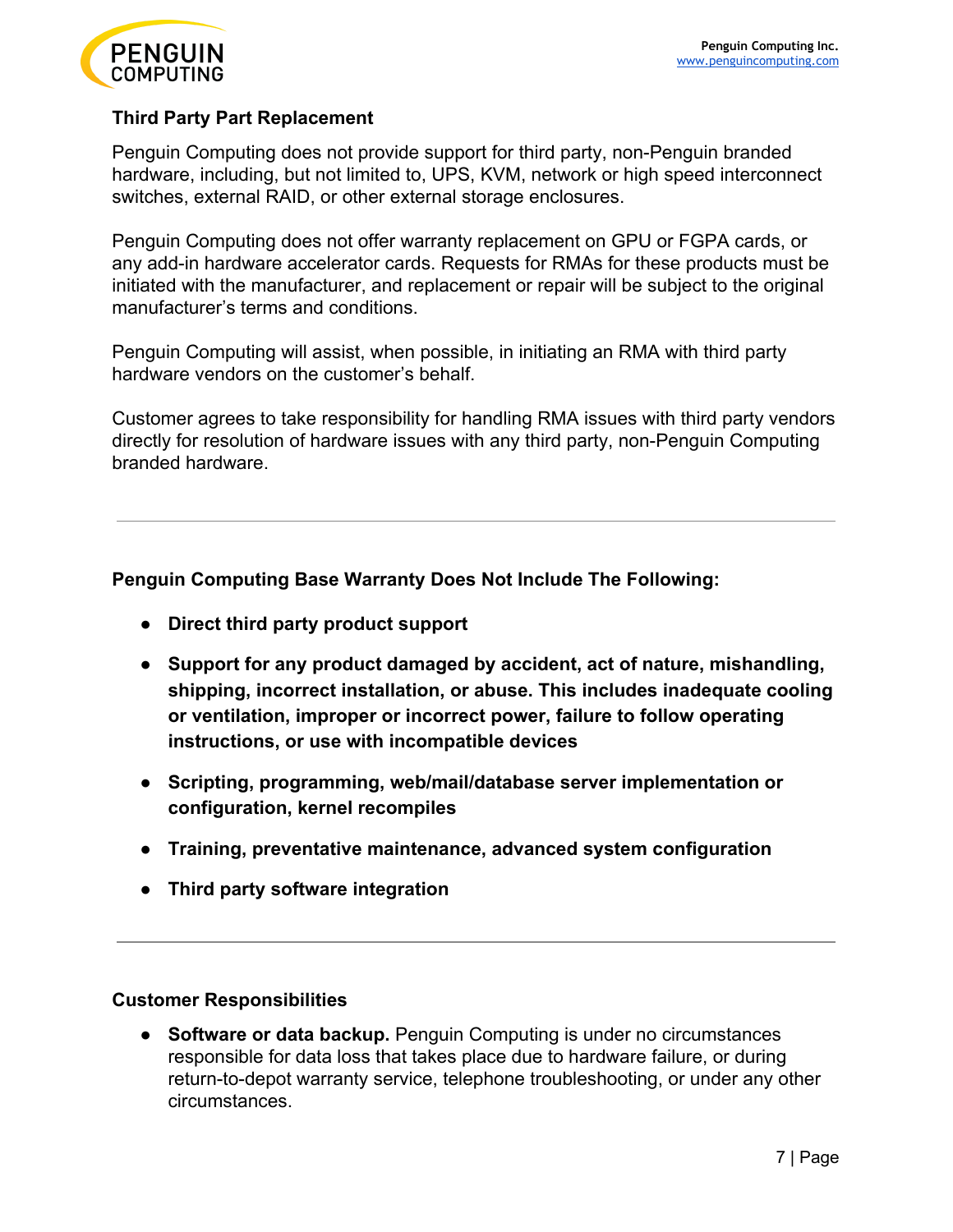### Third Party Part Replacement

Penguin Computing does not provide support for third party, non-Penguin branded hardware, including, but not limited to, UPS, KVM, network or high speed interconnect switches, external RAID, or other external storage enclosures.

Penguin Computing does not offer warranty replacement on GPU or FGPA cards, or any add-in hardware accelerator cards. Requests for RMAs for these products must be initiated with the manufacturer, and replacement or repair will be subject to the original manufacturer's terms and conditions.

Penguin Computing will assist, when possible, in initiating an RMA with third party hardware vendors on the customer's behalf.

Customer agrees to take responsibility for handling RMA issues with third party vendors directly for resolution of hardware issues with any third party, non-Penguin Computing branded hardware.

---

### Penguin Computing Base Warranty Does Not Include The Following:

- **Direct third party product support**
- **Support for any product damaged by accident, act of nature, mishandling, shipping, incorrect installation, or abuse. This includes inadequate cooling or ventilation, improper or incorrect power, failure to follow operating instructions, or use with incompatible devices**
- **Scripting, programming, web/mail/database server implementation or configuration, kernel recompiles**
- **Training, preventative maintenance, advanced system configuration**
- **Third party software integration**

---

### Customer Responsibilities

- **Software or data backup.** Penguin Computing is under no circumstances responsible for data loss that takes place due to hardware failure, or during return-to-depot warranty service, telephone troubleshooting, or under any other circumstances.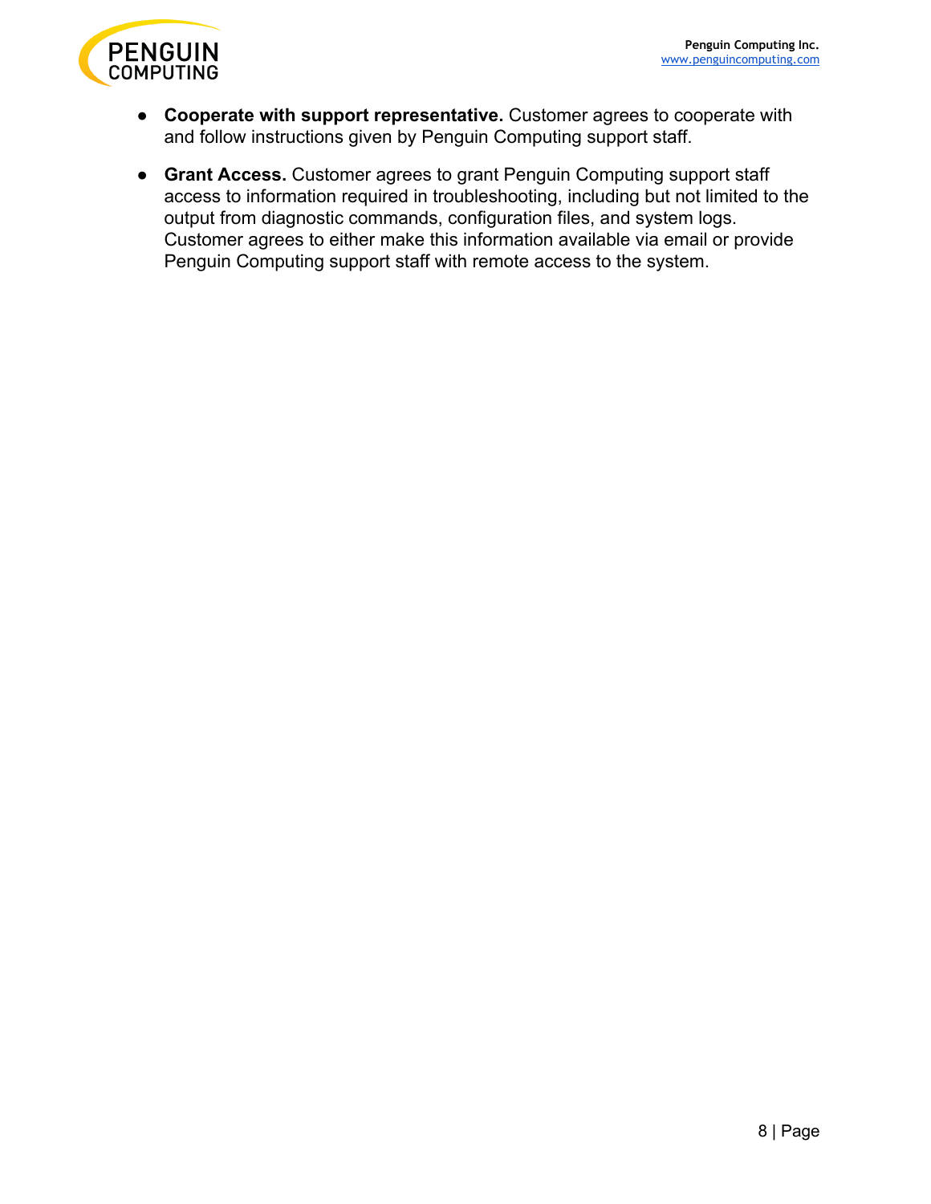- **Cooperate with support representative.** Customer agrees to cooperate with and follow instructions given by Penguin Computing support staff.
- **Grant Access.** Customer agrees to grant Penguin Computing support staff access to information required in troubleshooting, including but not limited to the output from diagnostic commands, configuration files, and system logs. Customer agrees to either make this information available via email or provide Penguin Computing support staff with remote access to the system.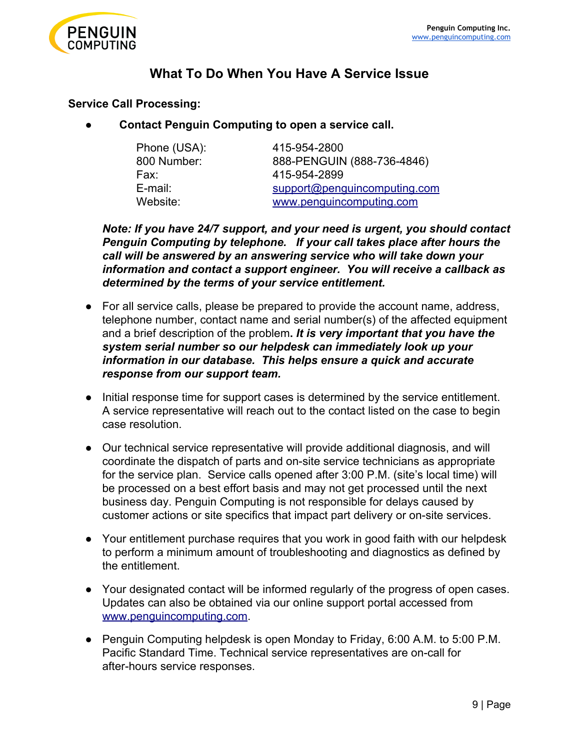# What To Do When You Have A Service Issue

**Service Call Processing:**

- **Contact Penguin Computing to open a service call.**

| | |
|---|---|
| Phone (USA): | 415-954-2800 |
| 800 Number: | 888-PENGUIN (888-736-4846) |
| Fax: | 415-954-2899 |
| E-mail: | support@penguincomputing.com |
| Website: | www.penguincomputing.com |

***Note: If you have 24/7 support, and your need is urgent, you should contact Penguin Computing by telephone. If your call takes place after hours the call will be answered by an answering service who will take down your information and contact a support engineer. You will receive a callback as determined by the terms of your service entitlement.***

- For all service calls, please be prepared to provide the account name, address, telephone number, contact name and serial number(s) of the affected equipment and a brief description of the problem**. *It is very important that you have the system serial number so our helpdesk can immediately look up your information in our database. This helps ensure a quick and accurate response from our support team.***

- Initial response time for support cases is determined by the service entitlement. A service representative will reach out to the contact listed on the case to begin case resolution.

- Our technical service representative will provide additional diagnosis, and will coordinate the dispatch of parts and on-site service technicians as appropriate for the service plan. Service calls opened after 3:00 P.M. (site's local time) will be processed on a best effort basis and may not get processed until the next business day. Penguin Computing is not responsible for delays caused by customer actions or site specifics that impact part delivery or on-site services.

- Your entitlement purchase requires that you work in good faith with our helpdesk to perform a minimum amount of troubleshooting and diagnostics as defined by the entitlement.

- Your designated contact will be informed regularly of the progress of open cases. Updates can also be obtained via our online support portal accessed from www.penguincomputing.com.

- Penguin Computing helpdesk is open Monday to Friday, 6:00 A.M. to 5:00 P.M. Pacific Standard Time. Technical service representatives are on-call for after-hours service responses.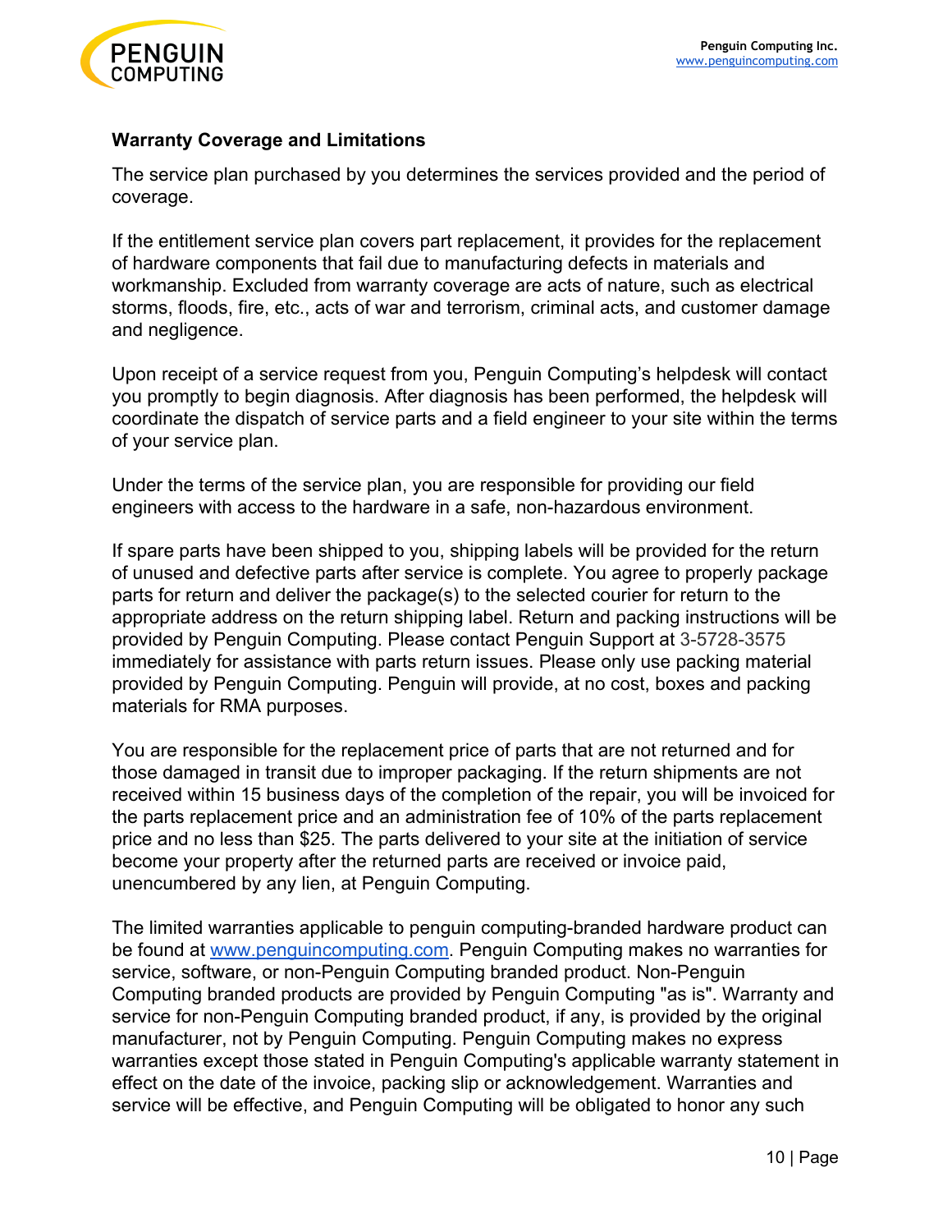## Warranty Coverage and Limitations

The service plan purchased by you determines the services provided and the period of coverage.

If the entitlement service plan covers part replacement, it provides for the replacement of hardware components that fail due to manufacturing defects in materials and workmanship. Excluded from warranty coverage are acts of nature, such as electrical storms, floods, fire, etc., acts of war and terrorism, criminal acts, and customer damage and negligence.

Upon receipt of a service request from you, Penguin Computing's helpdesk will contact you promptly to begin diagnosis. After diagnosis has been performed, the helpdesk will coordinate the dispatch of service parts and a field engineer to your site within the terms of your service plan.

Under the terms of the service plan, you are responsible for providing our field engineers with access to the hardware in a safe, non-hazardous environment.

If spare parts have been shipped to you, shipping labels will be provided for the return of unused and defective parts after service is complete. You agree to properly package parts for return and deliver the package(s) to the selected courier for return to the appropriate address on the return shipping label. Return and packing instructions will be provided by Penguin Computing. Please contact Penguin Support at 3-5728-3575 immediately for assistance with parts return issues. Please only use packing material provided by Penguin Computing. Penguin will provide, at no cost, boxes and packing materials for RMA purposes.

You are responsible for the replacement price of parts that are not returned and for those damaged in transit due to improper packaging. If the return shipments are not received within 15 business days of the completion of the repair, you will be invoiced for the parts replacement price and an administration fee of 10% of the parts replacement price and no less than $25. The parts delivered to your site at the initiation of service become your property after the returned parts are received or invoice paid, unencumbered by any lien, at Penguin Computing.

The limited warranties applicable to penguin computing-branded hardware product can be found at [www.penguincomputing.com](http://www.penguincomputing.com). Penguin Computing makes no warranties for service, software, or non-Penguin Computing branded product. Non-Penguin Computing branded products are provided by Penguin Computing "as is". Warranty and service for non-Penguin Computing branded product, if any, is provided by the original manufacturer, not by Penguin Computing. Penguin Computing makes no express warranties except those stated in Penguin Computing's applicable warranty statement in effect on the date of the invoice, packing slip or acknowledgement. Warranties and service will be effective, and Penguin Computing will be obligated to honor any such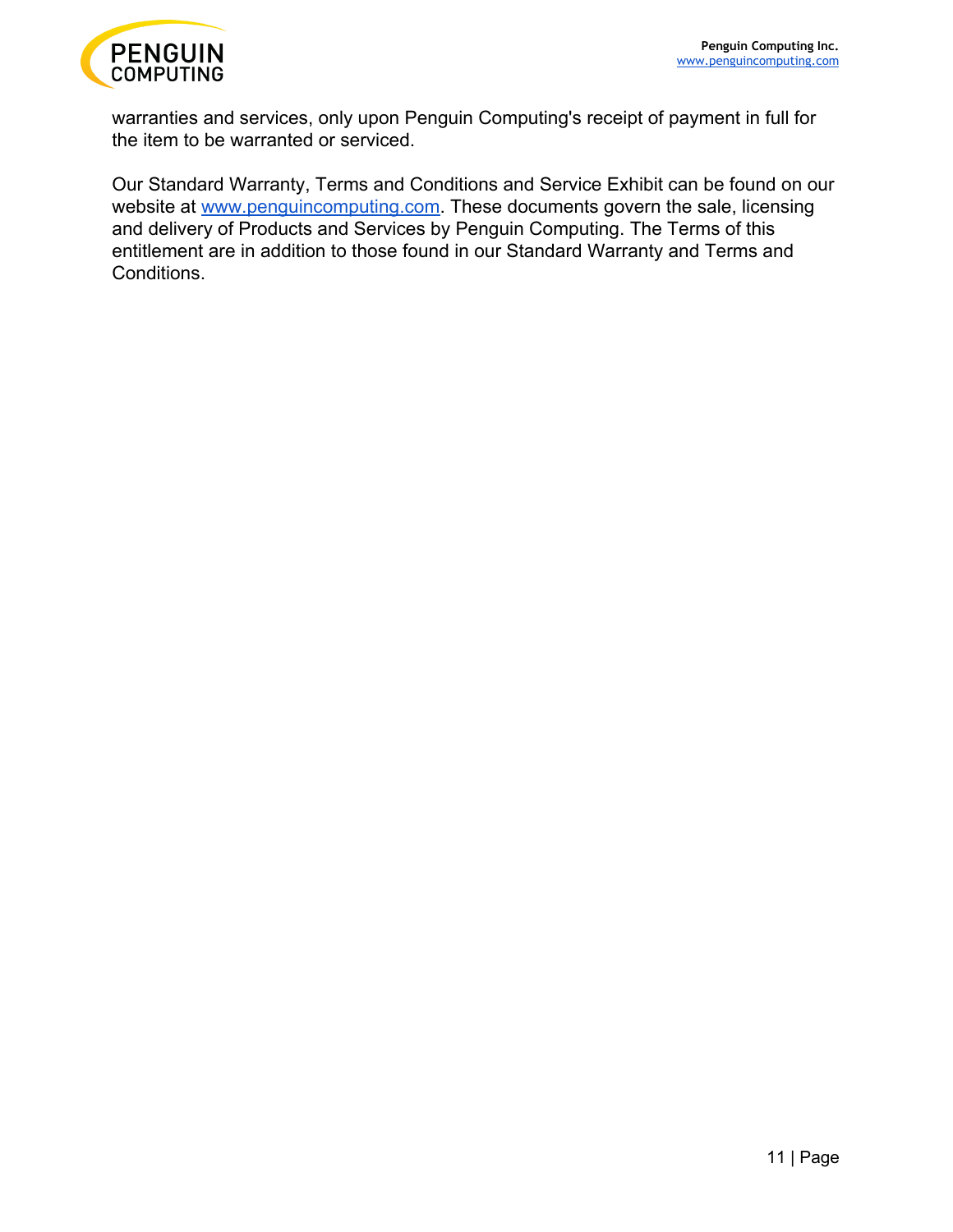warranties and services, only upon Penguin Computing's receipt of payment in full for the item to be warranted or serviced.

Our Standard Warranty, Terms and Conditions and Service Exhibit can be found on our website at www.penguincomputing.com. These documents govern the sale, licensing and delivery of Products and Services by Penguin Computing. The Terms of this entitlement are in addition to those found in our Standard Warranty and Terms and Conditions.